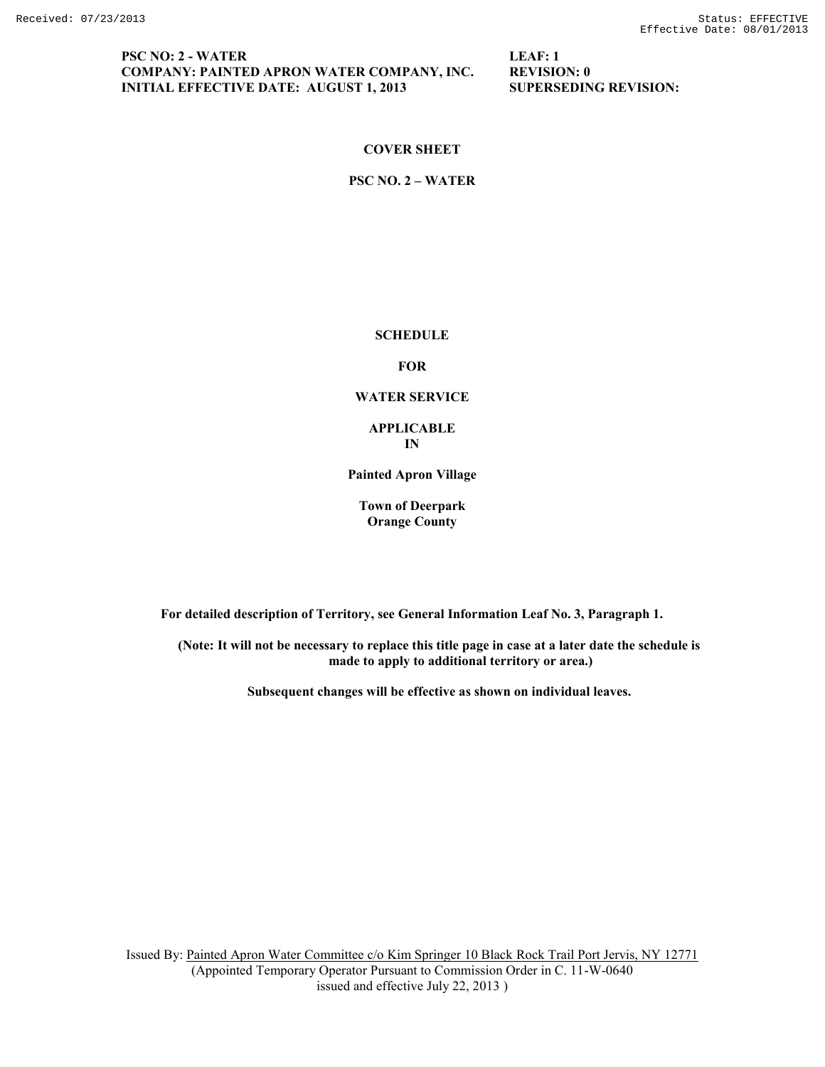**PSC NO: 2 - WATER** **LEAF: 1**
**COMPANY: PAINTED APRON WATER COMPANY, INC.** **REVISION: 0**
**INITIAL EFFECTIVE DATE: AUGUST 1, 2013** **SUPERSEDING REVISION:**

# COVER SHEET

## PSC NO. 2 – WATER

**SCHEDULE**

**FOR**

**WATER SERVICE**

**APPLICABLE**
**IN**

**Painted Apron Village**

**Town of Deerpark**
**Orange County**

**For detailed description of Territory, see General Information Leaf No. 3, Paragraph 1.**

**(Note: It will not be necessary to replace this title page in case at a later date the schedule is made to apply to additional territory or area.)**

**Subsequent changes will be effective as shown on individual leaves.**

Issued By: Painted Apron Water Committee c/o Kim Springer 10 Black Rock Trail Port Jervis, NY 12771
(Appointed Temporary Operator Pursuant to Commission Order in C. 11-W-0640
issued and effective July 22, 2013 )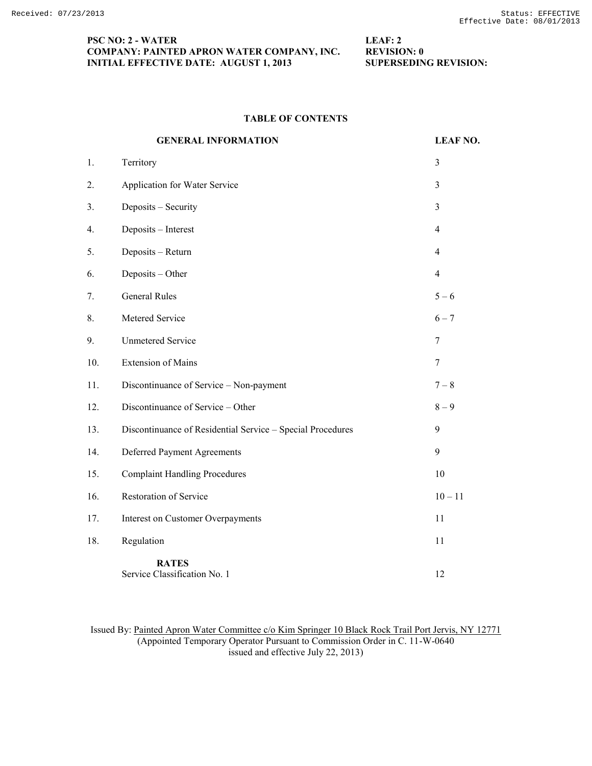**PSC NO: 2 - WATER**
**COMPANY: PAINTED APRON WATER COMPANY, INC.**
**INITIAL EFFECTIVE DATE: AUGUST 1, 2013**

**LEAF: 2**
**REVISION: 0**
**SUPERSEDING REVISION:**

## TABLE OF CONTENTS

| | **GENERAL INFORMATION** | **LEAF NO.** |
|---|---|---|
| 1. | Territory | 3 |
| 2. | Application for Water Service | 3 |
| 3. | Deposits – Security | 3 |
| 4. | Deposits – Interest | 4 |
| 5. | Deposits – Return | 4 |
| 6. | Deposits – Other | 4 |
| 7. | General Rules | 5 – 6 |
| 8. | Metered Service | 6 – 7 |
| 9. | Unmetered Service | 7 |
| 10. | Extension of Mains | 7 |
| 11. | Discontinuance of Service – Non-payment | 7 – 8 |
| 12. | Discontinuance of Service – Other | 8 – 9 |
| 13. | Discontinuance of Residential Service – Special Procedures | 9 |
| 14. | Deferred Payment Agreements | 9 |
| 15. | Complaint Handling Procedures | 10 |
| 16. | Restoration of Service | 10 – 11 |
| 17. | Interest on Customer Overpayments | 11 |
| 18. | Regulation | 11 |
| | **RATES** | |
| | Service Classification No. 1 | 12 |

Issued By: Painted Apron Water Committee c/o Kim Springer 10 Black Rock Trail Port Jervis, NY 12771
(Appointed Temporary Operator Pursuant to Commission Order in C. 11-W-0640
issued and effective July 22, 2013)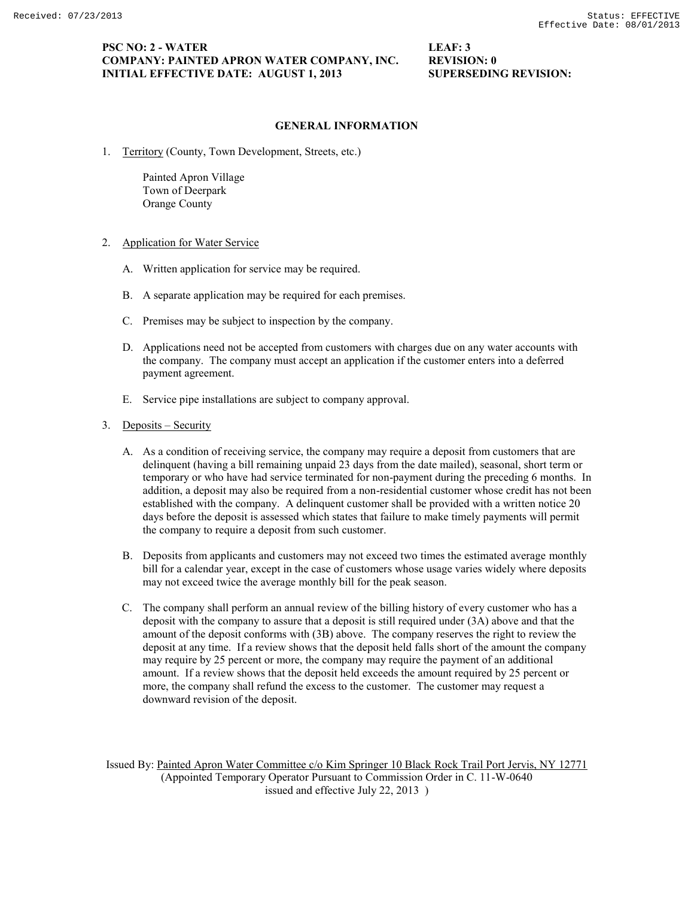**PSC NO: 2 - WATER** **LEAF: 3**
**COMPANY: PAINTED APRON WATER COMPANY, INC.** **REVISION: 0**
**INITIAL EFFECTIVE DATE: AUGUST 1, 2013** **SUPERSEDING REVISION:**

## GENERAL INFORMATION

1. Territory (County, Town Development, Streets, etc.)

   Painted Apron Village
   Town of Deerpark
   Orange County

2. Application for Water Service

   A. Written application for service may be required.

   B. A separate application may be required for each premises.

   C. Premises may be subject to inspection by the company.

   D. Applications need not be accepted from customers with charges due on any water accounts with the company. The company must accept an application if the customer enters into a deferred payment agreement.

   E. Service pipe installations are subject to company approval.

3. Deposits – Security

   A. As a condition of receiving service, the company may require a deposit from customers that are delinquent (having a bill remaining unpaid 23 days from the date mailed), seasonal, short term or temporary or who have had service terminated for non-payment during the preceding 6 months. In addition, a deposit may also be required from a non-residential customer whose credit has not been established with the company. A delinquent customer shall be provided with a written notice 20 days before the deposit is assessed which states that failure to make timely payments will permit the company to require a deposit from such customer.

   B. Deposits from applicants and customers may not exceed two times the estimated average monthly bill for a calendar year, except in the case of customers whose usage varies widely where deposits may not exceed twice the average monthly bill for the peak season.

   C. The company shall perform an annual review of the billing history of every customer who has a deposit with the company to assure that a deposit is still required under (3A) above and that the amount of the deposit conforms with (3B) above. The company reserves the right to review the deposit at any time. If a review shows that the deposit held falls short of the amount the company may require by 25 percent or more, the company may require the payment of an additional amount. If a review shows that the deposit held exceeds the amount required by 25 percent or more, the company shall refund the excess to the customer. The customer may request a downward revision of the deposit.

Issued By: Painted Apron Water Committee c/o Kim Springer 10 Black Rock Trail Port Jervis, NY 12771
(Appointed Temporary Operator Pursuant to Commission Order in C. 11-W-0640 issued and effective July 22, 2013 )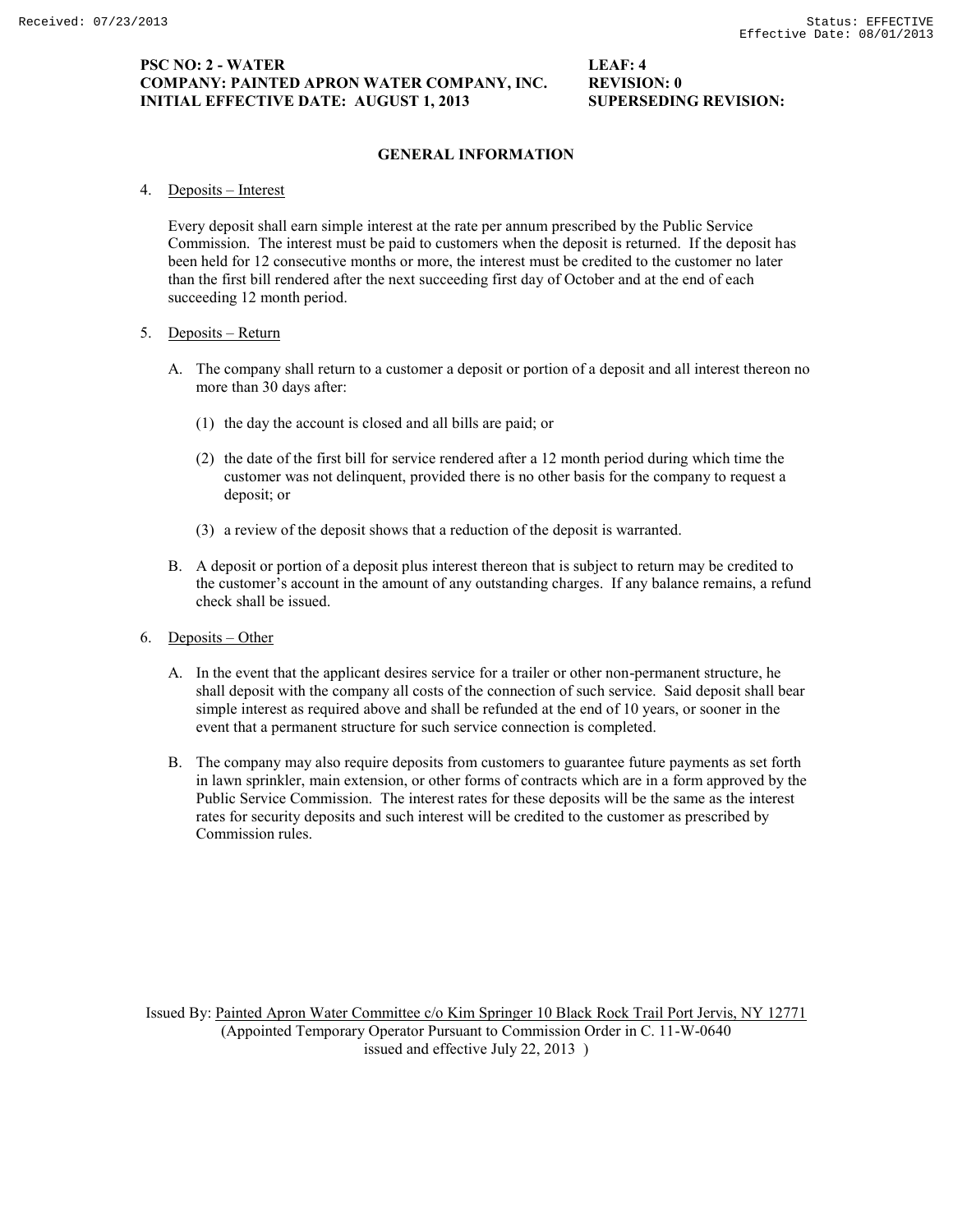**PSC NO: 2 - WATER** **LEAF: 4**
**COMPANY: PAINTED APRON WATER COMPANY, INC.** **REVISION: 0**
**INITIAL EFFECTIVE DATE: AUGUST 1, 2013** **SUPERSEDING REVISION:**

## GENERAL INFORMATION

4. Deposits – Interest

   Every deposit shall earn simple interest at the rate per annum prescribed by the Public Service Commission. The interest must be paid to customers when the deposit is returned. If the deposit has been held for 12 consecutive months or more, the interest must be credited to the customer no later than the first bill rendered after the next succeeding first day of October and at the end of each succeeding 12 month period.

5. Deposits – Return

   A. The company shall return to a customer a deposit or portion of a deposit and all interest thereon no more than 30 days after:

      (1) the day the account is closed and all bills are paid; or

      (2) the date of the first bill for service rendered after a 12 month period during which time the customer was not delinquent, provided there is no other basis for the company to request a deposit; or

      (3) a review of the deposit shows that a reduction of the deposit is warranted.

   B. A deposit or portion of a deposit plus interest thereon that is subject to return may be credited to the customer's account in the amount of any outstanding charges. If any balance remains, a refund check shall be issued.

6. Deposits – Other

   A. In the event that the applicant desires service for a trailer or other non-permanent structure, he shall deposit with the company all costs of the connection of such service. Said deposit shall bear simple interest as required above and shall be refunded at the end of 10 years, or sooner in the event that a permanent structure for such service connection is completed.

   B. The company may also require deposits from customers to guarantee future payments as set forth in lawn sprinkler, main extension, or other forms of contracts which are in a form approved by the Public Service Commission. The interest rates for these deposits will be the same as the interest rates for security deposits and such interest will be credited to the customer as prescribed by Commission rules.

Issued By: Painted Apron Water Committee c/o Kim Springer 10 Black Rock Trail Port Jervis, NY 12771
(Appointed Temporary Operator Pursuant to Commission Order in C. 11-W-0640
issued and effective July 22, 2013 )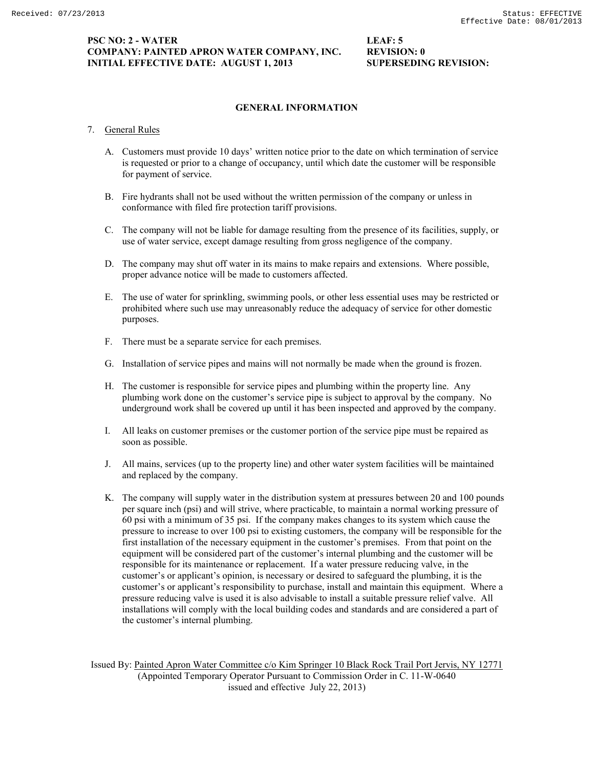**PSC NO: 2 - WATER** **LEAF: 5**
**COMPANY: PAINTED APRON WATER COMPANY, INC.** **REVISION: 0**
**INITIAL EFFECTIVE DATE: AUGUST 1, 2013** **SUPERSEDING REVISION:**

## GENERAL INFORMATION

7. General Rules

   A. Customers must provide 10 days' written notice prior to the date on which termination of service is requested or prior to a change of occupancy, until which date the customer will be responsible for payment of service.

   B. Fire hydrants shall not be used without the written permission of the company or unless in conformance with filed fire protection tariff provisions.

   C. The company will not be liable for damage resulting from the presence of its facilities, supply, or use of water service, except damage resulting from gross negligence of the company.

   D. The company may shut off water in its mains to make repairs and extensions. Where possible, proper advance notice will be made to customers affected.

   E. The use of water for sprinkling, swimming pools, or other less essential uses may be restricted or prohibited where such use may unreasonably reduce the adequacy of service for other domestic purposes.

   F. There must be a separate service for each premises.

   G. Installation of service pipes and mains will not normally be made when the ground is frozen.

   H. The customer is responsible for service pipes and plumbing within the property line. Any plumbing work done on the customer's service pipe is subject to approval by the company. No underground work shall be covered up until it has been inspected and approved by the company.

   I. All leaks on customer premises or the customer portion of the service pipe must be repaired as soon as possible.

   J. All mains, services (up to the property line) and other water system facilities will be maintained and replaced by the company.

   K. The company will supply water in the distribution system at pressures between 20 and 100 pounds per square inch (psi) and will strive, where practicable, to maintain a normal working pressure of 60 psi with a minimum of 35 psi. If the company makes changes to its system which cause the pressure to increase to over 100 psi to existing customers, the company will be responsible for the first installation of the necessary equipment in the customer's premises. From that point on the equipment will be considered part of the customer's internal plumbing and the customer will be responsible for its maintenance or replacement. If a water pressure reducing valve, in the customer's or applicant's opinion, is necessary or desired to safeguard the plumbing, it is the customer's or applicant's responsibility to purchase, install and maintain this equipment. Where a pressure reducing valve is used it is also advisable to install a suitable pressure relief valve. All installations will comply with the local building codes and standards and are considered a part of the customer's internal plumbing.

Issued By: Painted Apron Water Committee c/o Kim Springer 10 Black Rock Trail Port Jervis, NY 12771
(Appointed Temporary Operator Pursuant to Commission Order in C. 11-W-0640
issued and effective July 22, 2013)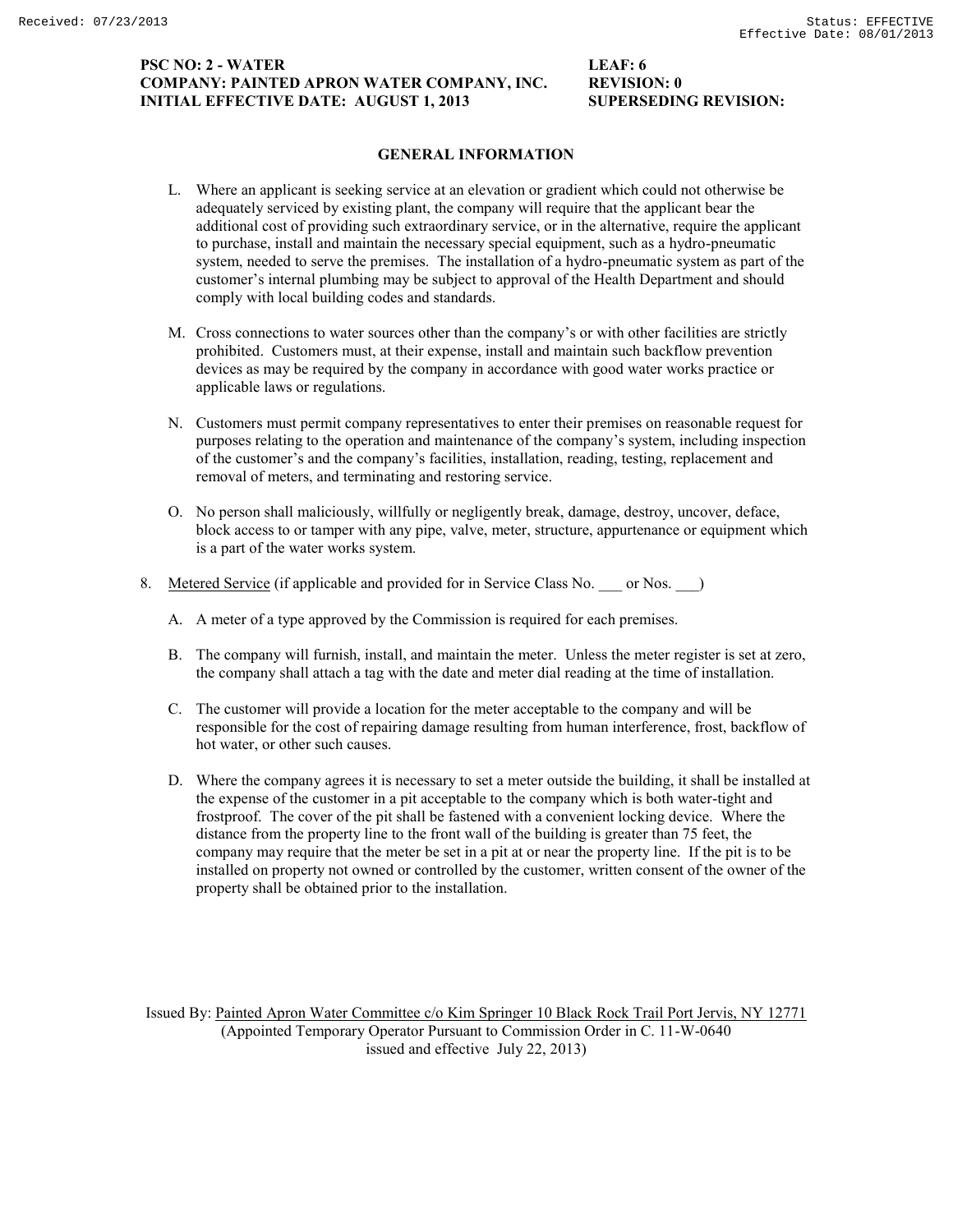## GENERAL INFORMATION

L. Where an applicant is seeking service at an elevation or gradient which could not otherwise be adequately serviced by existing plant, the company will require that the applicant bear the additional cost of providing such extraordinary service, or in the alternative, require the applicant to purchase, install and maintain the necessary special equipment, such as a hydro-pneumatic system, needed to serve the premises. The installation of a hydro-pneumatic system as part of the customer's internal plumbing may be subject to approval of the Health Department and should comply with local building codes and standards.

M. Cross connections to water sources other than the company's or with other facilities are strictly prohibited. Customers must, at their expense, install and maintain such backflow prevention devices as may be required by the company in accordance with good water works practice or applicable laws or regulations.

N. Customers must permit company representatives to enter their premises on reasonable request for purposes relating to the operation and maintenance of the company's system, including inspection of the customer's and the company's facilities, installation, reading, testing, replacement and removal of meters, and terminating and restoring service.

O. No person shall maliciously, willfully or negligently break, damage, destroy, uncover, deface, block access to or tamper with any pipe, valve, meter, structure, appurtenance or equipment which is a part of the water works system.

8. Metered Service (if applicable and provided for in Service Class No. ___ or Nos. ___)

   A. A meter of a type approved by the Commission is required for each premises.

   B. The company will furnish, install, and maintain the meter. Unless the meter register is set at zero, the company shall attach a tag with the date and meter dial reading at the time of installation.

   C. The customer will provide a location for the meter acceptable to the company and will be responsible for the cost of repairing damage resulting from human interference, frost, backflow of hot water, or other such causes.

   D. Where the company agrees it is necessary to set a meter outside the building, it shall be installed at the expense of the customer in a pit acceptable to the company which is both water-tight and frostproof. The cover of the pit shall be fastened with a convenient locking device. Where the distance from the property line to the front wall of the building is greater than 75 feet, the company may require that the meter be set in a pit at or near the property line. If the pit is to be installed on property not owned or controlled by the customer, written consent of the owner of the property shall be obtained prior to the installation.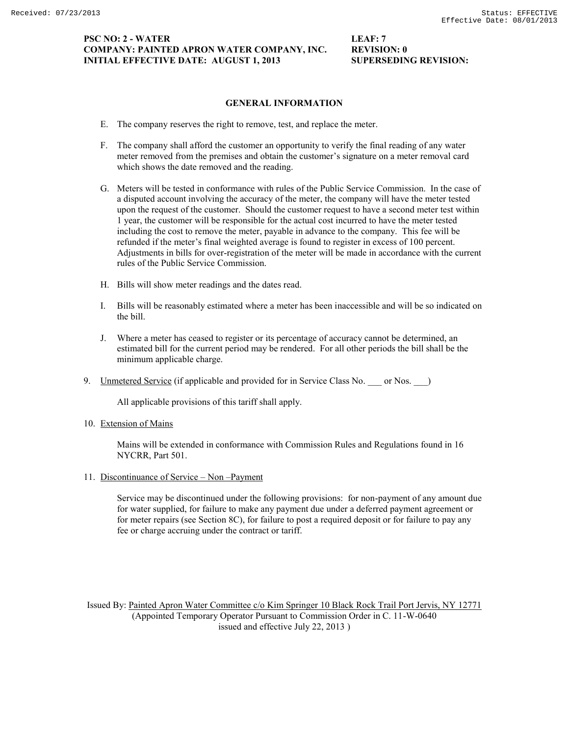**PSC NO: 2 - WATER** **LEAF: 7**
**COMPANY: PAINTED APRON WATER COMPANY, INC.** **REVISION: 0**
**INITIAL EFFECTIVE DATE: AUGUST 1, 2013** **SUPERSEDING REVISION:**

## GENERAL INFORMATION

E. The company reserves the right to remove, test, and replace the meter.

F. The company shall afford the customer an opportunity to verify the final reading of any water meter removed from the premises and obtain the customer's signature on a meter removal card which shows the date removed and the reading.

G. Meters will be tested in conformance with rules of the Public Service Commission. In the case of a disputed account involving the accuracy of the meter, the company will have the meter tested upon the request of the customer. Should the customer request to have a second meter test within 1 year, the customer will be responsible for the actual cost incurred to have the meter tested including the cost to remove the meter, payable in advance to the company. This fee will be refunded if the meter's final weighted average is found to register in excess of 100 percent. Adjustments in bills for over-registration of the meter will be made in accordance with the current rules of the Public Service Commission.

H. Bills will show meter readings and the dates read.

I. Bills will be reasonably estimated where a meter has been inaccessible and will be so indicated on the bill.

J. Where a meter has ceased to register or its percentage of accuracy cannot be determined, an estimated bill for the current period may be rendered. For all other periods the bill shall be the minimum applicable charge.

9. Unmetered Service (if applicable and provided for in Service Class No. ___ or Nos. ___)

   All applicable provisions of this tariff shall apply.

10. Extension of Mains

    Mains will be extended in conformance with Commission Rules and Regulations found in 16 NYCRR, Part 501.

11. Discontinuance of Service – Non –Payment

    Service may be discontinued under the following provisions: for non-payment of any amount due for water supplied, for failure to make any payment due under a deferred payment agreement or for meter repairs (see Section 8C), for failure to post a required deposit or for failure to pay any fee or charge accruing under the contract or tariff.

Issued By: Painted Apron Water Committee c/o Kim Springer 10 Black Rock Trail Port Jervis, NY 12771
(Appointed Temporary Operator Pursuant to Commission Order in C. 11-W-0640 issued and effective July 22, 2013 )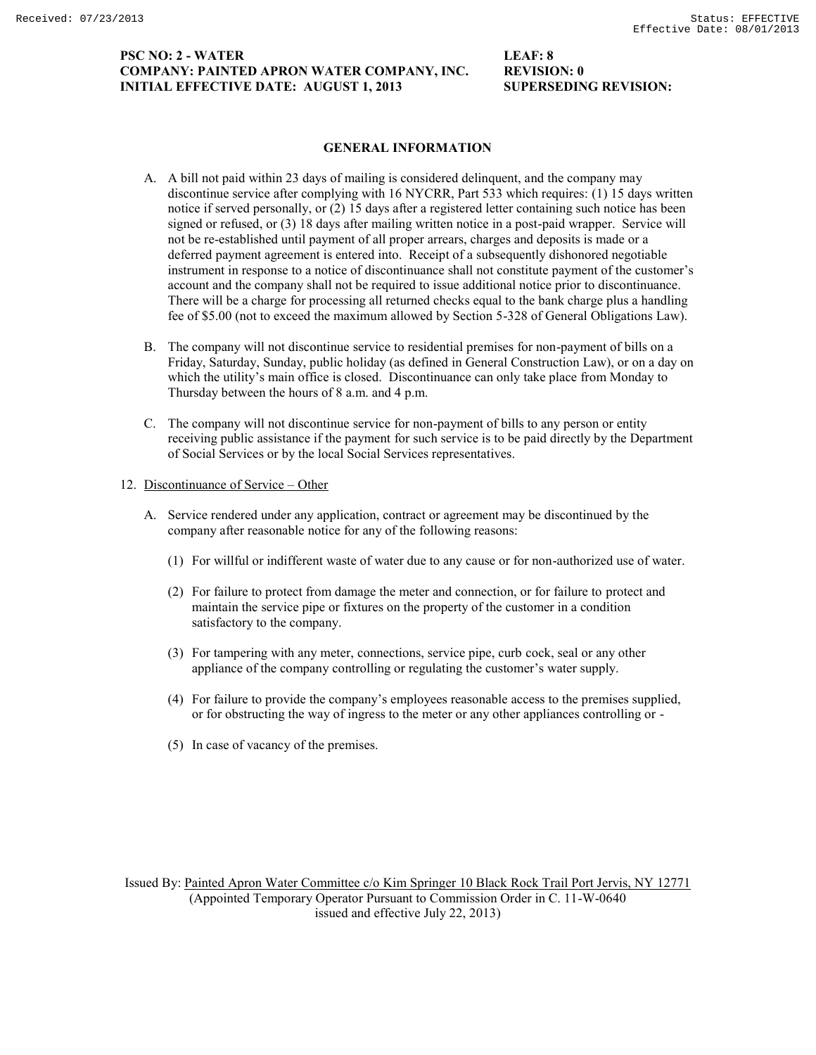## GENERAL INFORMATION

A. A bill not paid within 23 days of mailing is considered delinquent, and the company may discontinue service after complying with 16 NYCRR, Part 533 which requires: (1) 15 days written notice if served personally, or (2) 15 days after a registered letter containing such notice has been signed or refused, or (3) 18 days after mailing written notice in a post-paid wrapper. Service will not be re-established until payment of all proper arrears, charges and deposits is made or a deferred payment agreement is entered into. Receipt of a subsequently dishonored negotiable instrument in response to a notice of discontinuance shall not constitute payment of the customer's account and the company shall not be required to issue additional notice prior to discontinuance. There will be a charge for processing all returned checks equal to the bank charge plus a handling fee of $5.00 (not to exceed the maximum allowed by Section 5-328 of General Obligations Law).

B. The company will not discontinue service to residential premises for non-payment of bills on a Friday, Saturday, Sunday, public holiday (as defined in General Construction Law), or on a day on which the utility's main office is closed. Discontinuance can only take place from Monday to Thursday between the hours of 8 a.m. and 4 p.m.

C. The company will not discontinue service for non-payment of bills to any person or entity receiving public assistance if the payment for such service is to be paid directly by the Department of Social Services or by the local Social Services representatives.

12. Discontinuance of Service – Other

A. Service rendered under any application, contract or agreement may be discontinued by the company after reasonable notice for any of the following reasons:

(1) For willful or indifferent waste of water due to any cause or for non-authorized use of water.

(2) For failure to protect from damage the meter and connection, or for failure to protect and maintain the service pipe or fixtures on the property of the customer in a condition satisfactory to the company.

(3) For tampering with any meter, connections, service pipe, curb cock, seal or any other appliance of the company controlling or regulating the customer's water supply.

(4) For failure to provide the company's employees reasonable access to the premises supplied, or for obstructing the way of ingress to the meter or any other appliances controlling or -

(5) In case of vacancy of the premises.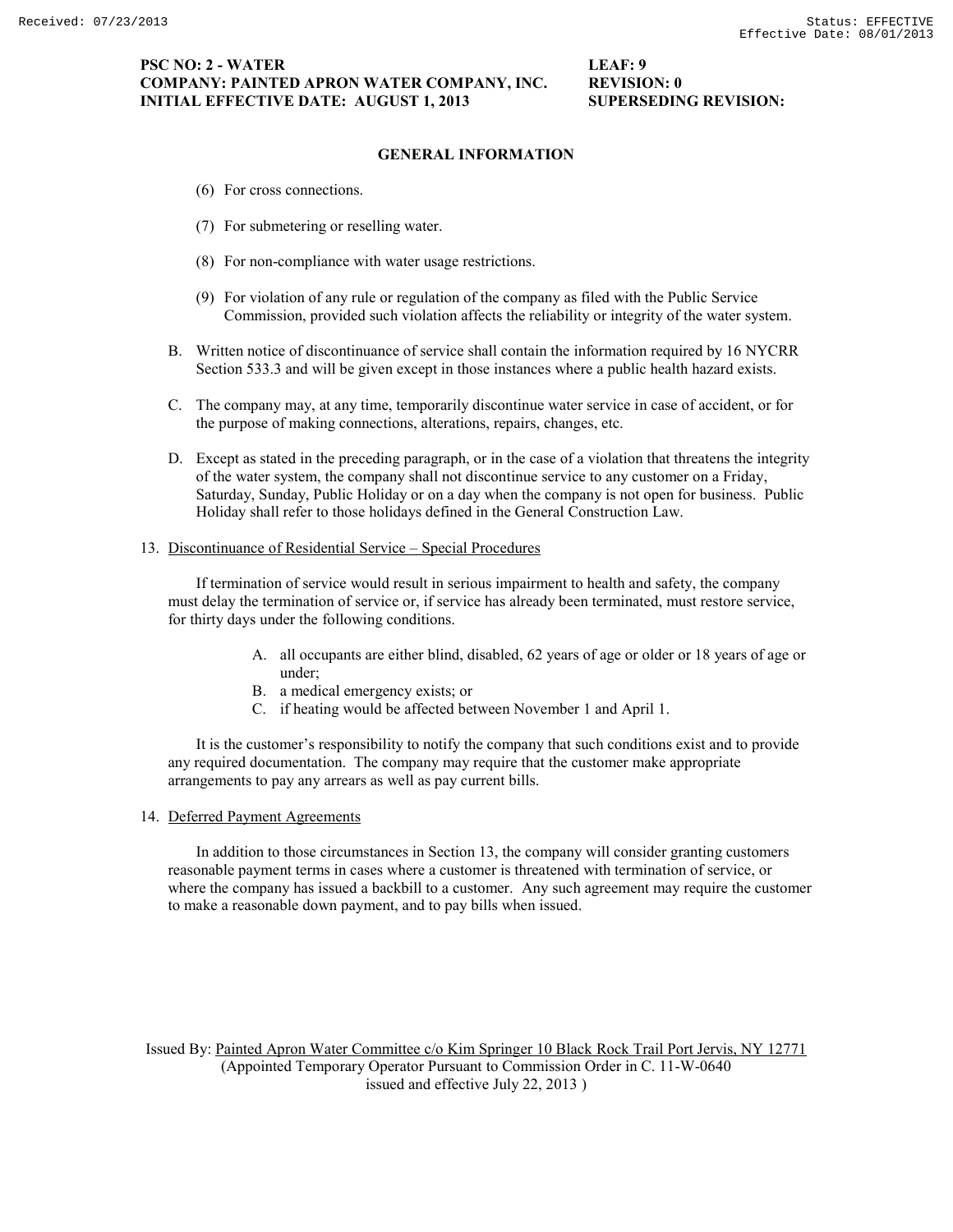## GENERAL INFORMATION

(6) For cross connections.

(7) For submetering or reselling water.

(8) For non-compliance with water usage restrictions.

(9) For violation of any rule or regulation of the company as filed with the Public Service Commission, provided such violation affects the reliability or integrity of the water system.

B. Written notice of discontinuance of service shall contain the information required by 16 NYCRR Section 533.3 and will be given except in those instances where a public health hazard exists.

C. The company may, at any time, temporarily discontinue water service in case of accident, or for the purpose of making connections, alterations, repairs, changes, etc.

D. Except as stated in the preceding paragraph, or in the case of a violation that threatens the integrity of the water system, the company shall not discontinue service to any customer on a Friday, Saturday, Sunday, Public Holiday or on a day when the company is not open for business. Public Holiday shall refer to those holidays defined in the General Construction Law.

13. Discontinuance of Residential Service – Special Procedures

If termination of service would result in serious impairment to health and safety, the company must delay the termination of service or, if service has already been terminated, must restore service, for thirty days under the following conditions.

A. all occupants are either blind, disabled, 62 years of age or older or 18 years of age or under;
B. a medical emergency exists; or
C. if heating would be affected between November 1 and April 1.

It is the customer's responsibility to notify the company that such conditions exist and to provide any required documentation. The company may require that the customer make appropriate arrangements to pay any arrears as well as pay current bills.

14. Deferred Payment Agreements

In addition to those circumstances in Section 13, the company will consider granting customers reasonable payment terms in cases where a customer is threatened with termination of service, or where the company has issued a backbill to a customer. Any such agreement may require the customer to make a reasonable down payment, and to pay bills when issued.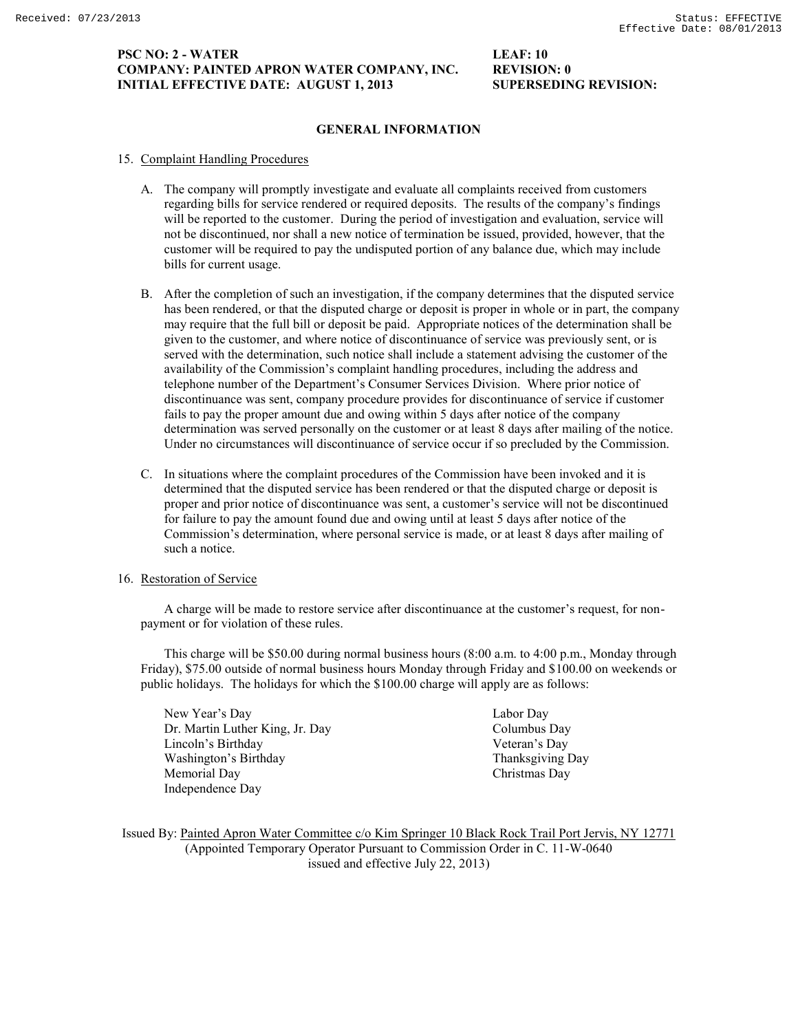**PSC NO: 2 - WATER** | **LEAF: 10**
**COMPANY: PAINTED APRON WATER COMPANY, INC.** | **REVISION: 0**
**INITIAL EFFECTIVE DATE: AUGUST 1, 2013** | **SUPERSEDING REVISION:**

## GENERAL INFORMATION

15. Complaint Handling Procedures

   A. The company will promptly investigate and evaluate all complaints received from customers regarding bills for service rendered or required deposits. The results of the company's findings will be reported to the customer. During the period of investigation and evaluation, service will not be discontinued, nor shall a new notice of termination be issued, provided, however, that the customer will be required to pay the undisputed portion of any balance due, which may include bills for current usage.

   B. After the completion of such an investigation, if the company determines that the disputed service has been rendered, or that the disputed charge or deposit is proper in whole or in part, the company may require that the full bill or deposit be paid. Appropriate notices of the determination shall be given to the customer, and where notice of discontinuance of service was previously sent, or is served with the determination, such notice shall include a statement advising the customer of the availability of the Commission's complaint handling procedures, including the address and telephone number of the Department's Consumer Services Division. Where prior notice of discontinuance was sent, company procedure provides for discontinuance of service if customer fails to pay the proper amount due and owing within 5 days after notice of the company determination was served personally on the customer or at least 8 days after mailing of the notice. Under no circumstances will discontinuance of service occur if so precluded by the Commission.

   C. In situations where the complaint procedures of the Commission have been invoked and it is determined that the disputed service has been rendered or that the disputed charge or deposit is proper and prior notice of discontinuance was sent, a customer's service will not be discontinued for failure to pay the amount found due and owing until at least 5 days after notice of the Commission's determination, where personal service is made, or at least 8 days after mailing of such a notice.

16. Restoration of Service

   A charge will be made to restore service after discontinuance at the customer's request, for non-payment or for violation of these rules.

   This charge will be $50.00 during normal business hours (8:00 a.m. to 4:00 p.m., Monday through Friday), $75.00 outside of normal business hours Monday through Friday and $100.00 on weekends or public holidays. The holidays for which the $100.00 charge will apply are as follows:

   - New Year's Day
   - Dr. Martin Luther King, Jr. Day
   - Lincoln's Birthday
   - Washington's Birthday
   - Memorial Day
   - Independence Day
   - Labor Day
   - Columbus Day
   - Veteran's Day
   - Thanksgiving Day
   - Christmas Day

Issued By: Painted Apron Water Committee c/o Kim Springer 10 Black Rock Trail Port Jervis, NY 12771
(Appointed Temporary Operator Pursuant to Commission Order in C. 11-W-0640
issued and effective July 22, 2013)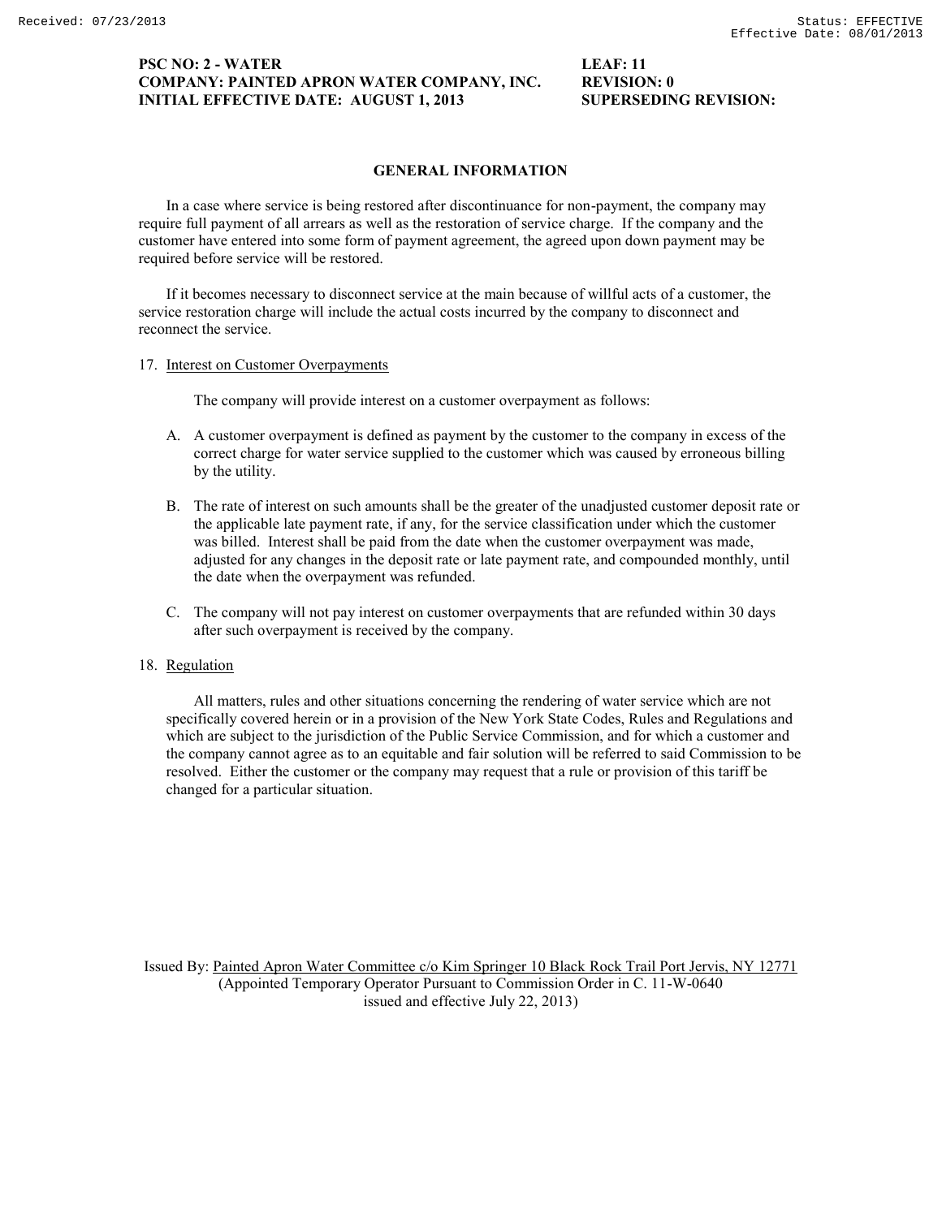**PSC NO: 2 - WATER** **LEAF: 11**
**COMPANY: PAINTED APRON WATER COMPANY, INC.** **REVISION: 0**
**INITIAL EFFECTIVE DATE: AUGUST 1, 2013** **SUPERSEDING REVISION:**

## GENERAL INFORMATION

In a case where service is being restored after discontinuance for non-payment, the company may require full payment of all arrears as well as the restoration of service charge. If the company and the customer have entered into some form of payment agreement, the agreed upon down payment may be required before service will be restored.

If it becomes necessary to disconnect service at the main because of willful acts of a customer, the service restoration charge will include the actual costs incurred by the company to disconnect and reconnect the service.

17. Interest on Customer Overpayments

The company will provide interest on a customer overpayment as follows:

A. A customer overpayment is defined as payment by the customer to the company in excess of the correct charge for water service supplied to the customer which was caused by erroneous billing by the utility.

B. The rate of interest on such amounts shall be the greater of the unadjusted customer deposit rate or the applicable late payment rate, if any, for the service classification under which the customer was billed. Interest shall be paid from the date when the customer overpayment was made, adjusted for any changes in the deposit rate or late payment rate, and compounded monthly, until the date when the overpayment was refunded.

C. The company will not pay interest on customer overpayments that are refunded within 30 days after such overpayment is received by the company.

18. Regulation

All matters, rules and other situations concerning the rendering of water service which are not specifically covered herein or in a provision of the New York State Codes, Rules and Regulations and which are subject to the jurisdiction of the Public Service Commission, and for which a customer and the company cannot agree as to an equitable and fair solution will be referred to said Commission to be resolved. Either the customer or the company may request that a rule or provision of this tariff be changed for a particular situation.

Issued By: Painted Apron Water Committee c/o Kim Springer 10 Black Rock Trail Port Jervis, NY 12771
(Appointed Temporary Operator Pursuant to Commission Order in C. 11-W-0640
issued and effective July 22, 2013)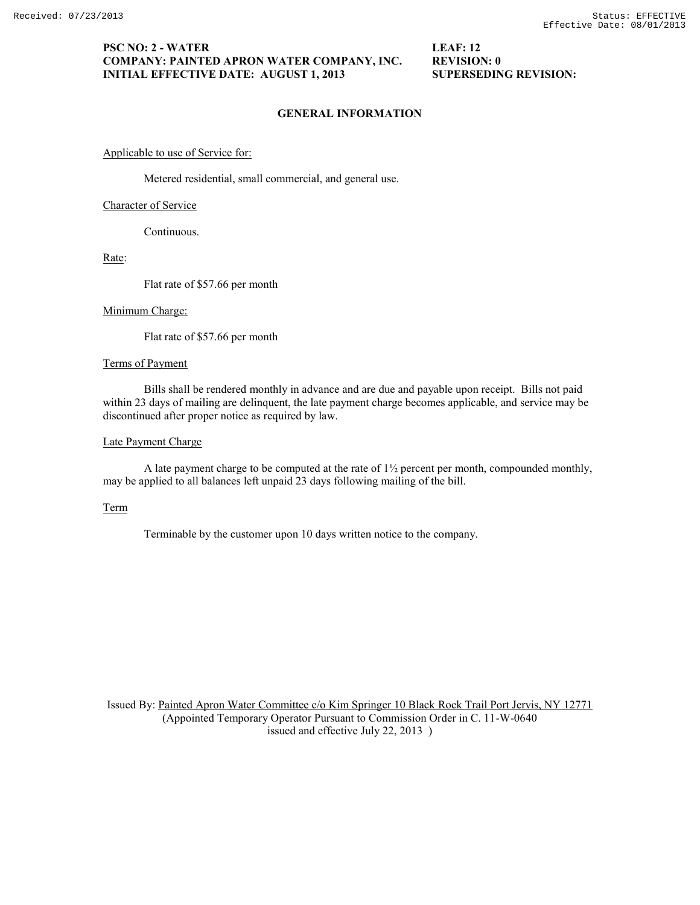**PSC NO: 2 - WATER** | **LEAF: 12**
**COMPANY: PAINTED APRON WATER COMPANY, INC.** | **REVISION: 0**
**INITIAL EFFECTIVE DATE: AUGUST 1, 2013** | **SUPERSEDING REVISION:**

## GENERAL INFORMATION

Applicable to use of Service for:

Metered residential, small commercial, and general use.

Character of Service

Continuous.

Rate:

Flat rate of $57.66 per month

Minimum Charge:

Flat rate of $57.66 per month

Terms of Payment

Bills shall be rendered monthly in advance and are due and payable upon receipt. Bills not paid within 23 days of mailing are delinquent, the late payment charge becomes applicable, and service may be discontinued after proper notice as required by law.

Late Payment Charge

A late payment charge to be computed at the rate of 1½ percent per month, compounded monthly, may be applied to all balances left unpaid 23 days following mailing of the bill.

Term

Terminable by the customer upon 10 days written notice to the company.

Issued By: Painted Apron Water Committee c/o Kim Springer 10 Black Rock Trail Port Jervis, NY 12771
(Appointed Temporary Operator Pursuant to Commission Order in C. 11-W-0640
issued and effective July 22, 2013 )